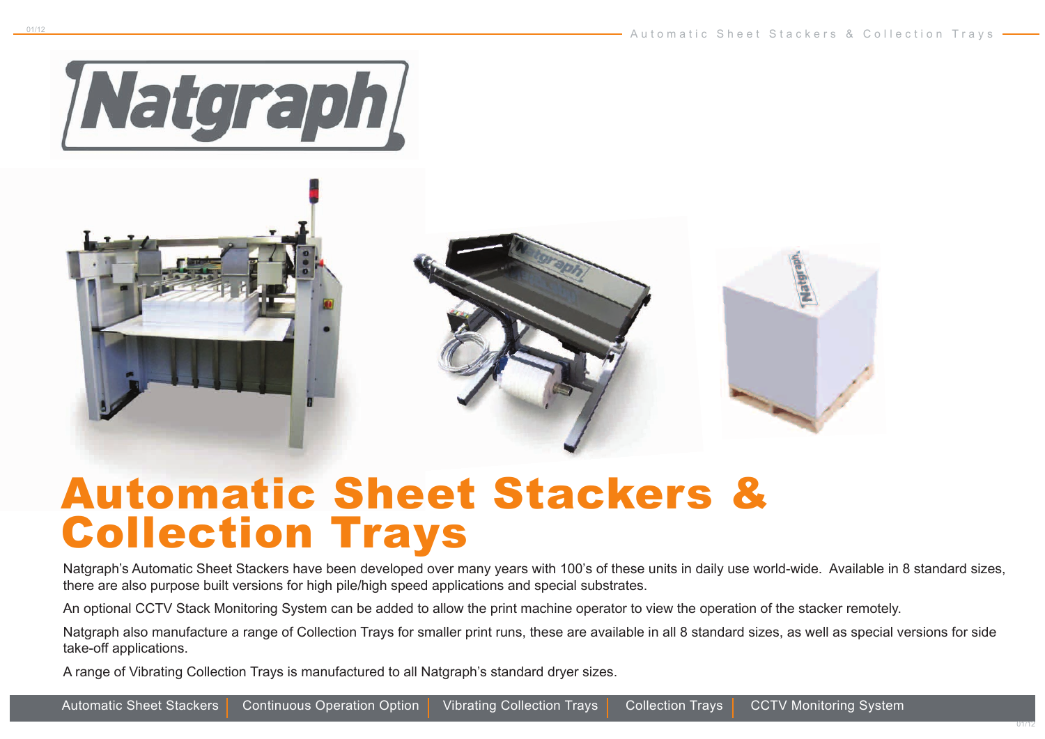# Natgraph

# Automatic Sheet Stackers & Collection Trays

Natgraph's Automatic Sheet Stackers have been developed over many years with 100's of these units in daily use world-wide. Available in 8 standard sizes, there are also purpose built versions for high pile/high speed applications and special substrates.

An optional CCTV Stack Monitoring System can be added to allow the print machine operator to view the operation of the stacker remotely.

Natgraph also manufacture a range of Collection Trays for smaller print runs, these are available in all 8 standard sizes, as well as special versions for side take-off applications.

A range of Vibrating Collection Trays is manufactured to all Natgraph's standard dryer sizes.

Automatic Sheet Stackers | Continuous Operation Option | Vibrating Collection Trays | Collection Trays | CCTV Monitoring System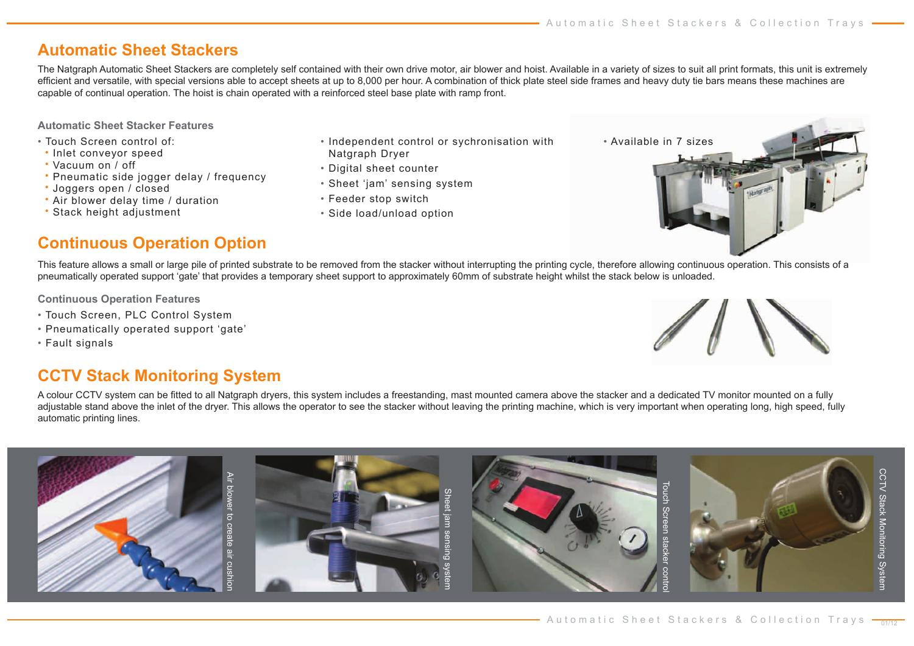## Automatic Sheet Stackers

The Natgraph Automatic Sheet Stackers are completely self contained with their own drive motor, air blower and hoist. Available in a variety of sizes to suit all print formats, this unit is extremely efficient and versatile, with special versions able to accept sheets at up to 8,000 per hour. A combination of thick plate steel side frames and heavy duty tie bars means these machines are capable of continual operation. The hoist is chain operated with a reinforced steel base plate with ramp front.

### Automatic Sheet Stacker Features

- Touch Screen control of:
  - Inlet conveyor speed
  - Vacuum on / off
  - Pneumatic side jogger delay / frequency
  - Joggers open / closed
  - Air blower delay time / duration
  - Stack height adjustment
- Independent control or sychronisation with Natgraph Dryer
- Digital sheet counter
- Sheet 'jam' sensing system
- Feeder stop switch
- Side load/unload option
- Available in 7 sizes

## Continuous Operation Option

This feature allows a small or large pile of printed substrate to be removed from the stacker without interrupting the printing cycle, therefore allowing continuous operation. This consists of a pneumatically operated support 'gate' that provides a temporary sheet support to approximately 60mm of substrate height whilst the stack below is unloaded.

### Continuous Operation Features

- Touch Screen, PLC Control System
- Pneumatically operated support 'gate'
- Fault signals

## CCTV Stack Monitoring System

A colour CCTV system can be fitted to all Natgraph dryers, this system includes a freestanding, mast mounted camera above the stacker and a dedicated TV monitor mounted on a fully adjustable stand above the inlet of the dryer. This allows the operator to see the stacker without leaving the printing machine, which is very important when operating long, high speed, fully automatic printing lines.

Air blower to create air cushion

Sheet jam sensing system

Touch Screen stacker control

CCTV Stack Monitoring System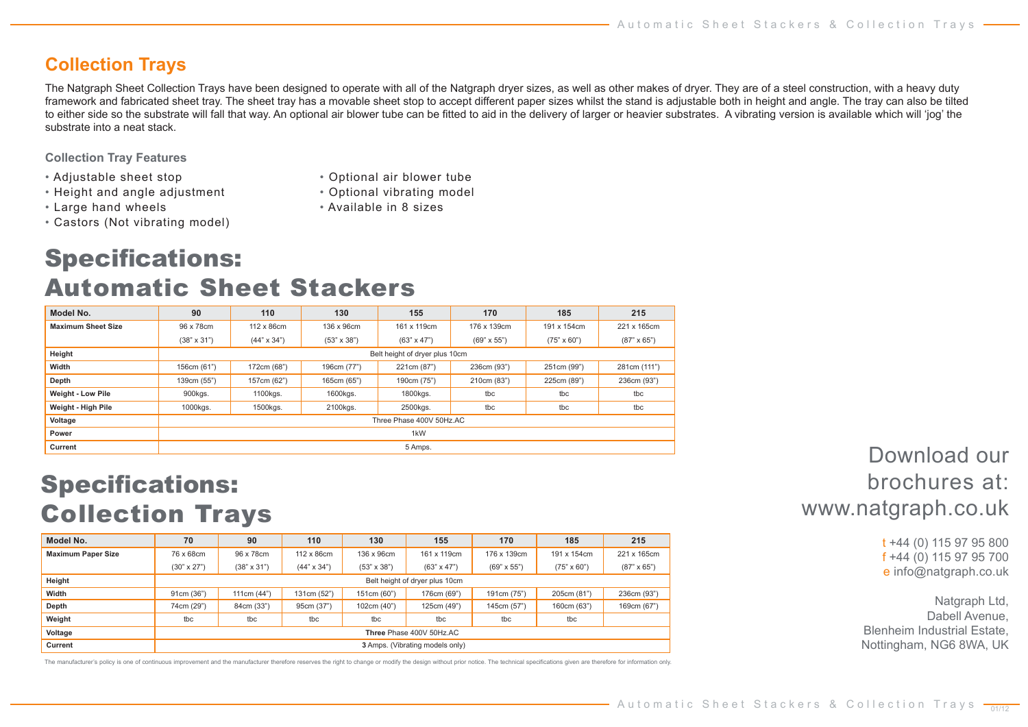## Collection Trays

The Natgraph Sheet Collection Trays have been designed to operate with all of the Natgraph dryer sizes, as well as other makes of dryer. They are of a steel construction, with a heavy duty framework and fabricated sheet tray. The sheet tray has a movable sheet stop to accept different paper sizes whilst the stand is adjustable both in height and angle. The tray can also be tilted to either side so the substrate will fall that way. An optional air blower tube can be fitted to aid in the delivery of larger or heavier substrates. A vibrating version is available which will 'jog' the substrate into a neat stack.

### Collection Tray Features

- Adjustable sheet stop
- Height and angle adjustment
- Large hand wheels
- Castors (Not vibrating model)
- Optional air blower tube
- Optional vibrating model
- Available in 8 sizes

# Specifications: Automatic Sheet Stackers

| Model No. | 90 | 110 | 130 | 155 | 170 | 185 | 215 |
|---|---|---|---|---|---|---|---|
| Maximum Sheet Size | 96 x 78cm (38" x 31") | 112 x 86cm (44" x 34") | 136 x 96cm (53" x 38") | 161 x 119cm (63" x 47") | 176 x 139cm (69" x 55") | 191 x 154cm (75" x 60") | 221 x 165cm (87" x 65") |
| Height | Belt height of dryer plus 10cm | | | | | | |
| Width | 156cm (61") | 172cm (68") | 196cm (77") | 221cm (87") | 236cm (93") | 251cm (99") | 281cm (111") |
| Depth | 139cm (55") | 157cm (62") | 165cm (65") | 190cm (75") | 210cm (83") | 225cm (89") | 236cm (93") |
| Weight - Low Pile | 900kgs. | 1100kgs. | 1600kgs. | 1800kgs. | tbc | tbc | tbc |
| Weight - High Pile | 1000kgs. | 1500kgs. | 2100kgs. | 2500kgs. | tbc | tbc | tbc |
| Voltage | Three Phase 400V 50Hz.AC | | | | | | |
| Power | 1kW | | | | | | |
| Current | 5 Amps. | | | | | | |

# Specifications: Collection Trays

| Model No. | 70 | 90 | 110 | 130 | 155 | 170 | 185 | 215 |
|---|---|---|---|---|---|---|---|---|
| Maximum Paper Size | 76 x 68cm (30" x 27") | 96 x 78cm (38" x 31") | 112 x 86cm (44" x 34") | 136 x 96cm (53" x 38") | 161 x 119cm (63" x 47") | 176 x 139cm (69" x 55") | 191 x 154cm (75" x 60") | 221 x 165cm (87" x 65") |
| Height | Belt height of dryer plus 10cm | | | | | | | |
| Width | 91cm (36") | 111cm (44") | 131cm (52") | 151cm (60") | 176cm (69") | 191cm (75") | 205cm (81") | 236cm (93") |
| Depth | 74cm (29") | 84cm (33") | 95cm (37") | 102cm (40") | 125cm (49") | 145cm (57") | 160cm (63") | 169cm (67") |
| Weight | tbc | tbc | tbc | tbc | tbc | tbc | tbc | |
| Voltage | **Three** Phase 400V 50Hz.AC | | | | | | | |
| Current | **3** Amps. (Vibrating models only) | | | | | | | |

The manufacturer's policy is one of continuous improvement and the manufacturer therefore reserves the right to change or modify the design without prior notice. The technical specifications given are therefore for information only.

Download our brochures at: www.natgraph.co.uk

t +44 (0) 115 97 95 800
f +44 (0) 115 97 95 700
e info@natgraph.co.uk

Natgraph Ltd,
Dabell Avenue,
Blenheim Industrial Estate,
Nottingham, NG6 8WA, UK